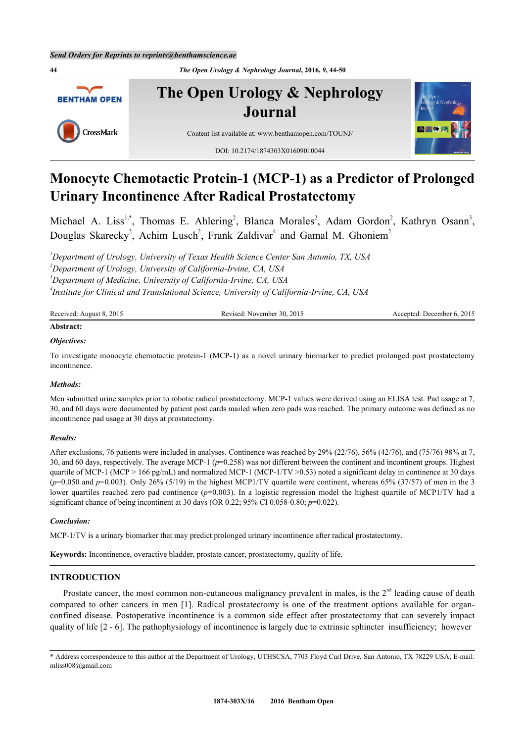# Monocyte Chemotactic Protein-1 (MCP-1) as a Predictor of Prolonged Urinary Incontinence After Radical Prostatectomy

Michael A. Liss[1,*], Thomas E. Ahlering[2], Blanca Morales[2], Adam Gordon[2], Kathryn Osann[3], Douglas Skarecky[2], Achim Lusch[2], Frank Zaldivar[4] and Gamal M. Ghoniem[2]

*[1]Department of Urology, University of Texas Health Science Center San Antonio, TX, USA*
*[2]Department of Urology, University of California-Irvine, CA, USA*
*[3]Department of Medicine, University of California-Irvine, CA, USA*
*[4]Institute for Clinical and Translational Science, University of California-Irvine, CA, USA*

Received: August 8, 2015 Revised: November 30, 2015 Accepted: December 6, 2015

**Abstract:**

***Objectives:***

To investigate monocyte chemotactic protein-1 (MCP-1) as a novel urinary biomarker to predict prolonged post prostatectomy incontinence.

***Methods:***

Men submitted urine samples prior to robotic radical prostatectomy. MCP-1 values were derived using an ELISA test. Pad usage at 7, 30, and 60 days were documented by patient post cards mailed when zero pads was reached. The primary outcome was defined as no incontinence pad usage at 30 days at prostatectomy.

***Results:***

After exclusions, 76 patients were included in analyses. Continence was reached by 29% (22/76), 56% (42/76), and (75/76) 98% at 7, 30, and 60 days, respectively. The average MCP-1 ($p$=0.258) was not different between the continent and incontinent groups. Highest quartile of MCP-1 (MCP > 166 pg/mL) and normalized MCP-1 (MCP-1/TV >0.53) noted a significant delay in continence at 30 days ($p$=0.050 and $p$=0.003). Only 26% (5/19) in the highest MCP1/TV quartile were continent, whereas 65% (37/57) of men in the 3 lower quartiles reached zero pad continence ($p$=0.003). In a logistic regression model the highest quartile of MCP1/TV had a significant chance of being incontinent at 30 days (OR 0.22; 95% CI 0.058-0.80; $p$=0.022).

***Conclusion:***

MCP-1/TV is a urinary biomarker that may predict prolonged urinary incontinence after radical prostatectomy.

**Keywords:** Incontinence, overactive bladder, prostate cancer, prostatectomy, quality of life.

## INTRODUCTION

Prostate cancer, the most common non-cutaneous malignancy prevalent in males, is the 2nd leading cause of death compared to other cancers in men [1]. Radical prostatectomy is one of the treatment options available for organ-confined disease. Postoperative incontinence is a common side effect after prostatectomy that can severely impact quality of life [2 - 6]. The pathophysiology of incontinence is largely due to extrinsic sphincter insufficiency; however

* Address correspondence to this author at the Department of Urology, UTHSCSA, 7703 Floyd Curl Drive, San Antonio, TX 78229 USA; E-mail: mliss008@gmail.com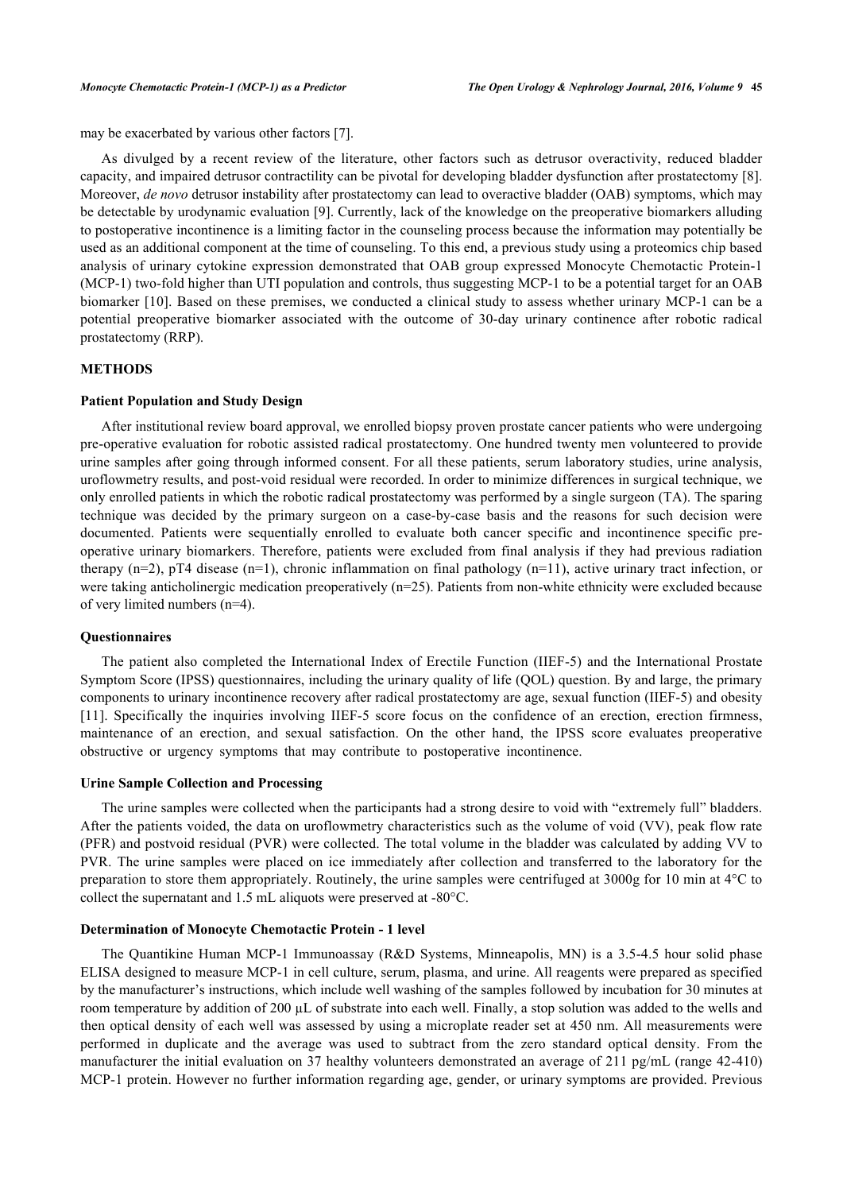may be exacerbated by various other factors [7].

As divulged by a recent review of the literature, other factors such as detrusor overactivity, reduced bladder capacity, and impaired detrusor contractility can be pivotal for developing bladder dysfunction after prostatectomy [8]. Moreover, *de novo* detrusor instability after prostatectomy can lead to overactive bladder (OAB) symptoms, which may be detectable by urodynamic evaluation [9]. Currently, lack of the knowledge on the preoperative biomarkers alluding to postoperative incontinence is a limiting factor in the counseling process because the information may potentially be used as an additional component at the time of counseling. To this end, a previous study using a proteomics chip based analysis of urinary cytokine expression demonstrated that OAB group expressed Monocyte Chemotactic Protein-1 (MCP-1) two-fold higher than UTI population and controls, thus suggesting MCP-1 to be a potential target for an OAB biomarker [10]. Based on these premises, we conducted a clinical study to assess whether urinary MCP-1 can be a potential preoperative biomarker associated with the outcome of 30-day urinary continence after robotic radical prostatectomy (RRP).

## METHODS

### Patient Population and Study Design

After institutional review board approval, we enrolled biopsy proven prostate cancer patients who were undergoing pre-operative evaluation for robotic assisted radical prostatectomy. One hundred twenty men volunteered to provide urine samples after going through informed consent. For all these patients, serum laboratory studies, urine analysis, uroflowmetry results, and post-void residual were recorded. In order to minimize differences in surgical technique, we only enrolled patients in which the robotic radical prostatectomy was performed by a single surgeon (TA). The sparing technique was decided by the primary surgeon on a case-by-case basis and the reasons for such decision were documented. Patients were sequentially enrolled to evaluate both cancer specific and incontinence specific pre-operative urinary biomarkers. Therefore, patients were excluded from final analysis if they had previous radiation therapy (n=2), pT4 disease (n=1), chronic inflammation on final pathology (n=11), active urinary tract infection, or were taking anticholinergic medication preoperatively (n=25). Patients from non-white ethnicity were excluded because of very limited numbers (n=4).

### Questionnaires

The patient also completed the International Index of Erectile Function (IIEF-5) and the International Prostate Symptom Score (IPSS) questionnaires, including the urinary quality of life (QOL) question. By and large, the primary components to urinary incontinence recovery after radical prostatectomy are age, sexual function (IIEF-5) and obesity [11]. Specifically the inquiries involving IIEF-5 score focus on the confidence of an erection, erection firmness, maintenance of an erection, and sexual satisfaction. On the other hand, the IPSS score evaluates preoperative obstructive or urgency symptoms that may contribute to postoperative incontinence.

### Urine Sample Collection and Processing

The urine samples were collected when the participants had a strong desire to void with "extremely full" bladders. After the patients voided, the data on uroflowmetry characteristics such as the volume of void (VV), peak flow rate (PFR) and postvoid residual (PVR) were collected. The total volume in the bladder was calculated by adding VV to PVR. The urine samples were placed on ice immediately after collection and transferred to the laboratory for the preparation to store them appropriately. Routinely, the urine samples were centrifuged at 3000g for 10 min at 4°C to collect the supernatant and 1.5 mL aliquots were preserved at -80°C.

### Determination of Monocyte Chemotactic Protein - 1 level

The Quantikine Human MCP-1 Immunoassay (R&D Systems, Minneapolis, MN) is a 3.5-4.5 hour solid phase ELISA designed to measure MCP-1 in cell culture, serum, plasma, and urine. All reagents were prepared as specified by the manufacturer's instructions, which include well washing of the samples followed by incubation for 30 minutes at room temperature by addition of 200 µL of substrate into each well. Finally, a stop solution was added to the wells and then optical density of each well was assessed by using a microplate reader set at 450 nm. All measurements were performed in duplicate and the average was used to subtract from the zero standard optical density. From the manufacturer the initial evaluation on 37 healthy volunteers demonstrated an average of 211 pg/mL (range 42-410) MCP-1 protein. However no further information regarding age, gender, or urinary symptoms are provided. Previous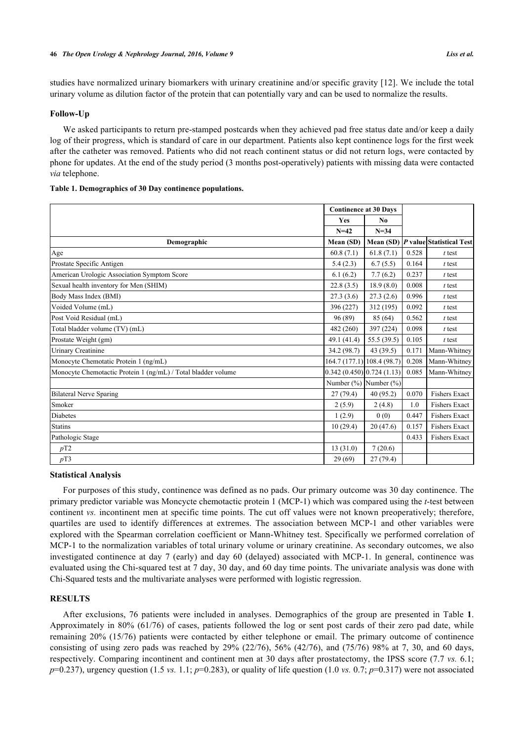studies have normalized urinary biomarkers with urinary creatinine and/or specific gravity [12]. We include the total urinary volume as dilution factor of the protein that can potentially vary and can be used to normalize the results.

### Follow-Up

We asked participants to return pre-stamped postcards when they achieved pad free status date and/or keep a daily log of their progress, which is standard of care in our department. Patients also kept continence logs for the first week after the catheter was removed. Patients who did not reach continent status or did not return logs, were contacted by phone for updates. At the end of the study period (3 months post-operatively) patients with missing data were contacted *via* telephone.

**Table 1. Demographics of 30 Day continence populations.**

| | Continence at 30 Days | | | |
|---|---|---|---|---|
| | Yes | No | | |
| | N=42 | N=34 | | |
| **Demographic** | **Mean (SD)** | **Mean (SD)** | ***P* value** | **Statistical Test** |
| Age | 60.8 (7.1) | 61.8 (7.1) | 0.528 | *t* test |
| Prostate Specific Antigen | 5.4 (2.3) | 6.7 (5.5) | 0.164 | *t* test |
| American Urologic Association Symptom Score | 6.1 (6.2) | 7.7 (6.2) | 0.237 | *t* test |
| Sexual health inventory for Men (SHIM) | 22.8 (3.5) | 18.9 (8.0) | 0.008 | *t* test |
| Body Mass Index (BMI) | 27.3 (3.6) | 27.3 (2.6) | 0.996 | *t* test |
| Voided Volume (mL) | 396 (227) | 312 (195) | 0.092 | *t* test |
| Post Void Residual (mL) | 96 (89) | 85 (64) | 0.562 | *t* test |
| Total bladder volume (TV) (mL) | 482 (260) | 397 (224) | 0.098 | *t* test |
| Prostate Weight (gm) | 49.1 (41.4) | 55.5 (39.5) | 0.105 | *t* test |
| Urinary Creatinine | 34.2 (98.7) | 43 (39.5) | 0.171 | Mann-Whitney |
| Monocyte Chemotatic Protein 1 (ng/mL) | 164.7 (177.1) | 108.4 (98.7) | 0.208 | Mann-Whitney |
| Monocyte Chemotactic Protein 1 (ng/mL) / Total bladder volume | 0.342 (0.450) | 0.724 (1.13) | 0.085 | Mann-Whitney |
| | Number (%) | Number (%) | | |
| Bilateral Nerve Sparing | 27 (79.4) | 40 (95.2) | 0.070 | Fishers Exact |
| Smoker | 2 (5.9) | 2 (4.8) | 1.0 | Fishers Exact |
| Diabetes | 1 (2.9) | 0 (0) | 0.447 | Fishers Exact |
| Statins | 10 (29.4) | 20 (47.6) | 0.157 | Fishers Exact |
| Pathologic Stage | | | 0.433 | Fishers Exact |
| *p*T2 | 13 (31.0) | 7 (20.6) | | |
| *p*T3 | 29 (69) | 27 (79.4) | | |

### Statistical Analysis

For purposes of this study, continence was defined as no pads. Our primary outcome was 30 day continence. The primary predictor variable was Moncycte chemotactic protein 1 (MCP-1) which was compared using the *t*-test between continent *vs.* incontinent men at specific time points. The cut off values were not known preoperatively; therefore, quartiles are used to identify differences at extremes. The association between MCP-1 and other variables were explored with the Spearman correlation coefficient or Mann-Whitney test. Specifically we performed correlation of MCP-1 to the normalization variables of total urinary volume or urinary creatinine. As secondary outcomes, we also investigated continence at day 7 (early) and day 60 (delayed) associated with MCP-1. In general, continence was evaluated using the Chi-squared test at 7 day, 30 day, and 60 day time points. The univariate analysis was done with Chi-Squared tests and the multivariate analyses were performed with logistic regression.

## RESULTS

After exclusions, 76 patients were included in analyses. Demographics of the group are presented in Table **1**. Approximately in 80% (61/76) of cases, patients followed the log or sent post cards of their zero pad date, while remaining 20% (15/76) patients were contacted by either telephone or email. The primary outcome of continence consisting of using zero pads was reached by 29% (22/76), 56% (42/76), and (75/76) 98% at 7, 30, and 60 days, respectively. Comparing incontinent and continent men at 30 days after prostatectomy, the IPSS score (7.7 *vs.* 6.1; $p$=0.237), urgency question (1.5 *vs.* 1.1; $p$=0.283), or quality of life question (1.0 *vs.* 0.7; $p$=0.317) were not associated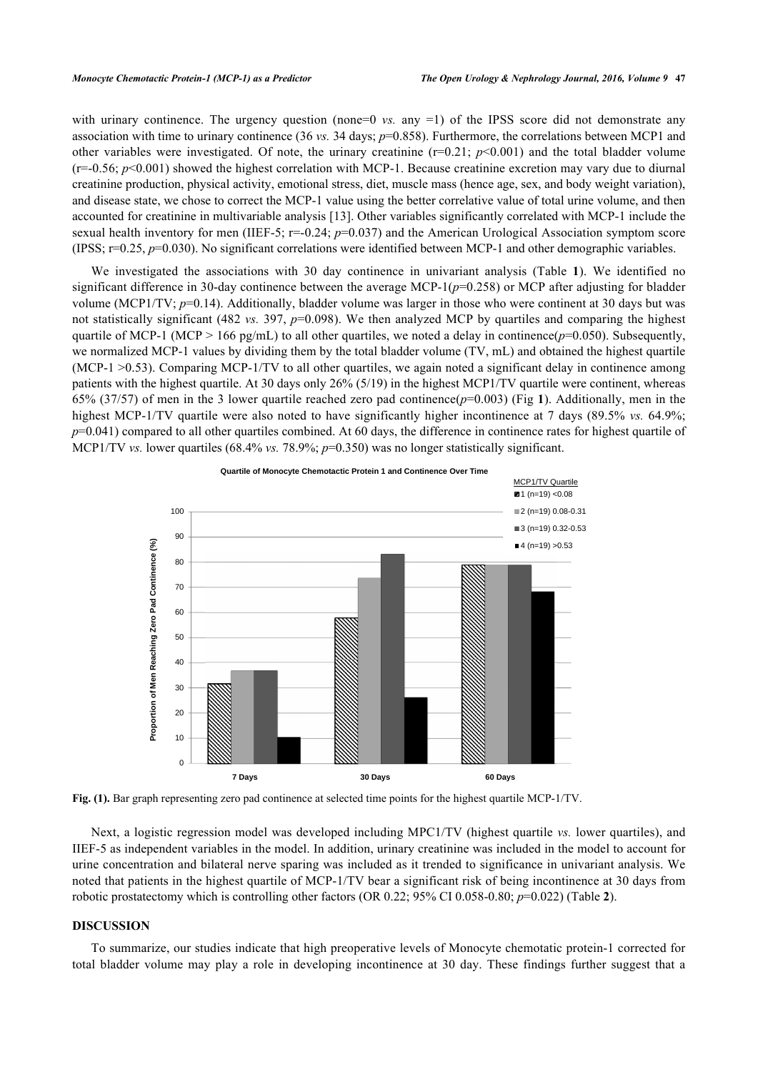with urinary continence. The urgency question (none=0 *vs.* any =1) of the IPSS score did not demonstrate any association with time to urinary continence (36 *vs.* 34 days; *p*=0.858). Furthermore, the correlations between MCP1 and other variables were investigated. Of note, the urinary creatinine (r=0.21; *p*<0.001) and the total bladder volume (r=-0.56; *p*<0.001) showed the highest correlation with MCP-1. Because creatinine excretion may vary due to diurnal creatinine production, physical activity, emotional stress, diet, muscle mass (hence age, sex, and body weight variation), and disease state, we chose to correct the MCP-1 value using the better correlative value of total urine volume, and then accounted for creatinine in multivariable analysis [13]. Other variables significantly correlated with MCP-1 include the sexual health inventory for men (IIEF-5; r=-0.24; *p*=0.037) and the American Urological Association symptom score (IPSS; r=0.25, *p*=0.030). No significant correlations were identified between MCP-1 and other demographic variables.

We investigated the associations with 30 day continence in univariant analysis (Table **1**). We identified no significant difference in 30-day continence between the average MCP-1(*p*=0.258) or MCP after adjusting for bladder volume (MCP1/TV; *p*=0.14). Additionally, bladder volume was larger in those who were continent at 30 days but was not statistically significant (482 *vs.* 397, *p*=0.098). We then analyzed MCP by quartiles and comparing the highest quartile of MCP-1 (MCP > 166 pg/mL) to all other quartiles, we noted a delay in continence(*p*=0.050). Subsequently, we normalized MCP-1 values by dividing them by the total bladder volume (TV, mL) and obtained the highest quartile (MCP-1 >0.53). Comparing MCP-1/TV to all other quartiles, we again noted a significant delay in continence among patients with the highest quartile. At 30 days only 26% (5/19) in the highest MCP1/TV quartile were continent, whereas 65% (37/57) of men in the 3 lower quartile reached zero pad continence(*p*=0.003) (Fig **1**). Additionally, men in the highest MCP-1/TV quartile were also noted to have significantly higher incontinence at 7 days (89.5% *vs.* 64.9%; *p*=0.041) compared to all other quartiles combined. At 60 days, the difference in continence rates for highest quartile of MCP1/TV *vs.* lower quartiles (68.4% *vs.* 78.9%; *p*=0.350) was no longer statistically significant.

**Quartile of Monocyte Chemotactic Protein 1 and Continence Over Time**

MCP1/TV Quartile: 1 (n=19) <0.08; 2 (n=19) 0.08-0.31; 3 (n=19) 0.32-0.53; 4 (n=19) >0.53

Proportion of Men Reaching Zero Pad Continence (%) — 7 Days, 30 Days, 60 Days

**Fig. (1).** Bar graph representing zero pad continence at selected time points for the highest quartile MCP-1/TV.

Next, a logistic regression model was developed including MPC1/TV (highest quartile *vs.* lower quartiles), and IIEF-5 as independent variables in the model. In addition, urinary creatinine was included in the model to account for urine concentration and bilateral nerve sparing was included as it trended to significance in univariant analysis. We noted that patients in the highest quartile of MCP-1/TV bear a significant risk of being incontinence at 30 days from robotic prostatectomy which is controlling other factors (OR 0.22; 95% CI 0.058-0.80; *p*=0.022) (Table **2**).

## DISCUSSION

To summarize, our studies indicate that high preoperative levels of Monocyte chemotatic protein-1 corrected for total bladder volume may play a role in developing incontinence at 30 day. These findings further suggest that a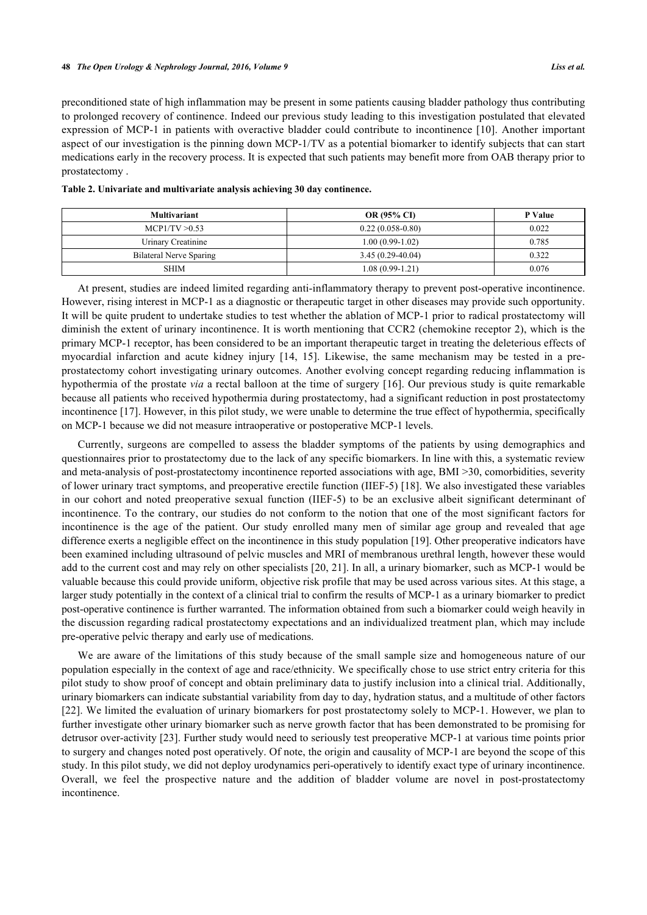preconditioned state of high inflammation may be present in some patients causing bladder pathology thus contributing to prolonged recovery of continence. Indeed our previous study leading to this investigation postulated that elevated expression of MCP-1 in patients with overactive bladder could contribute to incontinence [10]. Another important aspect of our investigation is the pinning down MCP-1/TV as a potential biomarker to identify subjects that can start medications early in the recovery process. It is expected that such patients may benefit more from OAB therapy prior to prostatectomy .

**Table 2. Univariate and multivariate analysis achieving 30 day continence.**

| Multivariant | OR (95% CI) | P Value |
|---|---|---|
| MCP1/TV >0.53 | 0.22 (0.058-0.80) | 0.022 |
| Urinary Creatinine | 1.00 (0.99-1.02) | 0.785 |
| Bilateral Nerve Sparing | 3.45 (0.29-40.04) | 0.322 |
| SHIM | 1.08 (0.99-1.21) | 0.076 |

At present, studies are indeed limited regarding anti-inflammatory therapy to prevent post-operative incontinence. However, rising interest in MCP-1 as a diagnostic or therapeutic target in other diseases may provide such opportunity. It will be quite prudent to undertake studies to test whether the ablation of MCP-1 prior to radical prostatectomy will diminish the extent of urinary incontinence. It is worth mentioning that CCR2 (chemokine receptor 2), which is the primary MCP-1 receptor, has been considered to be an important therapeutic target in treating the deleterious effects of myocardial infarction and acute kidney injury [14, 15]. Likewise, the same mechanism may be tested in a pre-prostatectomy cohort investigating urinary outcomes. Another evolving concept regarding reducing inflammation is hypothermia of the prostate *via* a rectal balloon at the time of surgery [16]. Our previous study is quite remarkable because all patients who received hypothermia during prostatectomy, had a significant reduction in post prostatectomy incontinence [17]. However, in this pilot study, we were unable to determine the true effect of hypothermia, specifically on MCP-1 because we did not measure intraoperative or postoperative MCP-1 levels.

Currently, surgeons are compelled to assess the bladder symptoms of the patients by using demographics and questionnaires prior to prostatectomy due to the lack of any specific biomarkers. In line with this, a systematic review and meta-analysis of post-prostatectomy incontinence reported associations with age, BMI >30, comorbidities, severity of lower urinary tract symptoms, and preoperative erectile function (IIEF-5) [18]. We also investigated these variables in our cohort and noted preoperative sexual function (IIEF-5) to be an exclusive albeit significant determinant of incontinence. To the contrary, our studies do not conform to the notion that one of the most significant factors for incontinence is the age of the patient. Our study enrolled many men of similar age group and revealed that age difference exerts a negligible effect on the incontinence in this study population [19]. Other preoperative indicators have been examined including ultrasound of pelvic muscles and MRI of membranous urethral length, however these would add to the current cost and may rely on other specialists [20, 21]. In all, a urinary biomarker, such as MCP-1 would be valuable because this could provide uniform, objective risk profile that may be used across various sites. At this stage, a larger study potentially in the context of a clinical trial to confirm the results of MCP-1 as a urinary biomarker to predict post-operative continence is further warranted. The information obtained from such a biomarker could weigh heavily in the discussion regarding radical prostatectomy expectations and an individualized treatment plan, which may include pre-operative pelvic therapy and early use of medications.

We are aware of the limitations of this study because of the small sample size and homogeneous nature of our population especially in the context of age and race/ethnicity. We specifically chose to use strict entry criteria for this pilot study to show proof of concept and obtain preliminary data to justify inclusion into a clinical trial. Additionally, urinary biomarkers can indicate substantial variability from day to day, hydration status, and a multitude of other factors [22]. We limited the evaluation of urinary biomarkers for post prostatectomy solely to MCP-1. However, we plan to further investigate other urinary biomarker such as nerve growth factor that has been demonstrated to be promising for detrusor over-activity [23]. Further study would need to seriously test preoperative MCP-1 at various time points prior to surgery and changes noted post operatively. Of note, the origin and causality of MCP-1 are beyond the scope of this study. In this pilot study, we did not deploy urodynamics peri-operatively to identify exact type of urinary incontinence. Overall, we feel the prospective nature and the addition of bladder volume are novel in post-prostatectomy incontinence.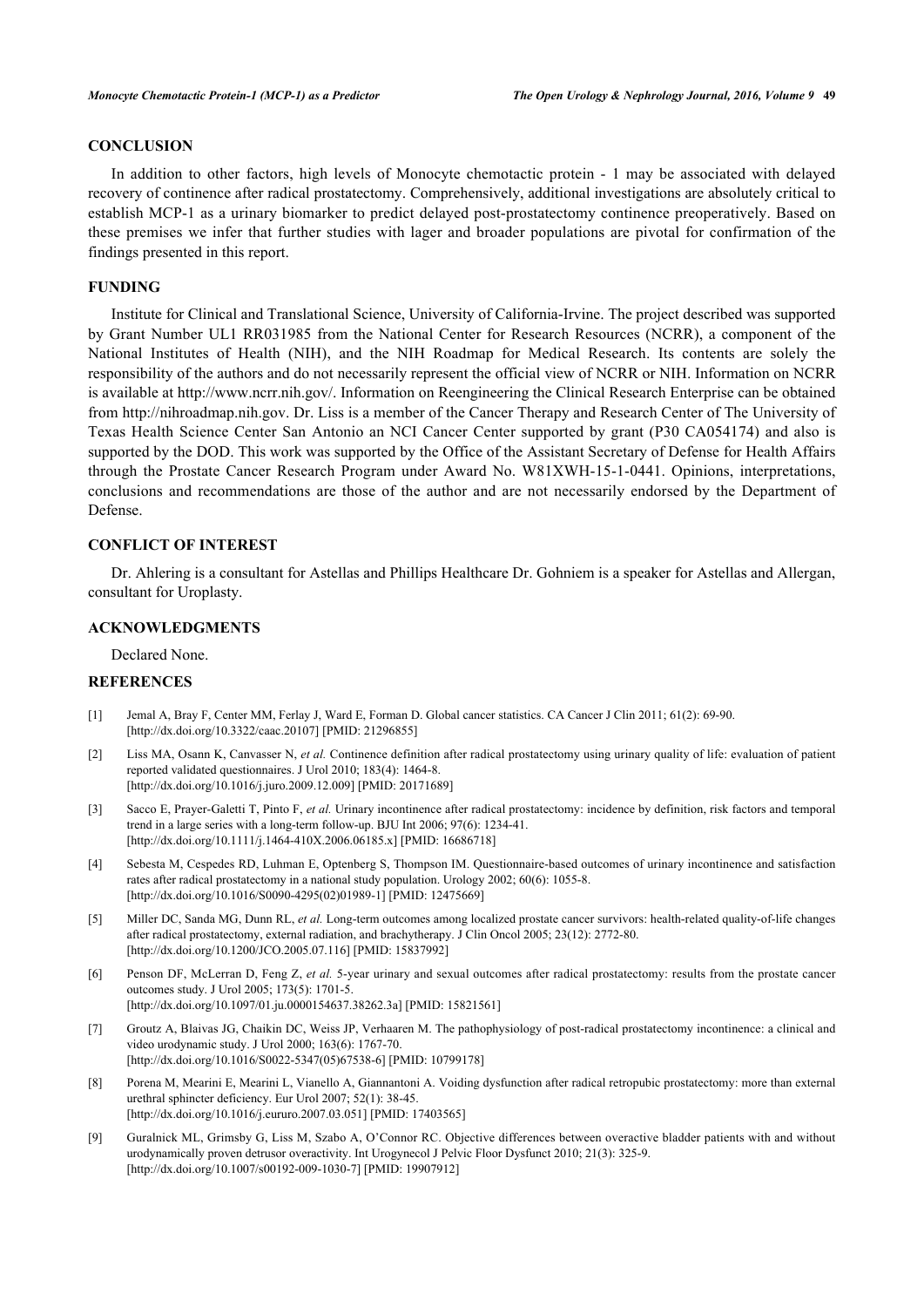## CONCLUSION

In addition to other factors, high levels of Monocyte chemotactic protein - 1 may be associated with delayed recovery of continence after radical prostatectomy. Comprehensively, additional investigations are absolutely critical to establish MCP-1 as a urinary biomarker to predict delayed post-prostatectomy continence preoperatively. Based on these premises we infer that further studies with lager and broader populations are pivotal for confirmation of the findings presented in this report.

## FUNDING

Institute for Clinical and Translational Science, University of California-Irvine. The project described was supported by Grant Number UL1 RR031985 from the National Center for Research Resources (NCRR), a component of the National Institutes of Health (NIH), and the NIH Roadmap for Medical Research. Its contents are solely the responsibility of the authors and do not necessarily represent the official view of NCRR or NIH. Information on NCRR is available at http://www.ncrr.nih.gov/. Information on Reengineering the Clinical Research Enterprise can be obtained from http://nihroadmap.nih.gov. Dr. Liss is a member of the Cancer Therapy and Research Center of The University of Texas Health Science Center San Antonio an NCI Cancer Center supported by grant (P30 CA054174) and also is supported by the DOD. This work was supported by the Office of the Assistant Secretary of Defense for Health Affairs through the Prostate Cancer Research Program under Award No. W81XWH-15-1-0441. Opinions, interpretations, conclusions and recommendations are those of the author and are not necessarily endorsed by the Department of Defense.

## CONFLICT OF INTEREST

Dr. Ahlering is a consultant for Astellas and Phillips Healthcare Dr. Gohniem is a speaker for Astellas and Allergan, consultant for Uroplasty.

## ACKNOWLEDGMENTS

Declared None.

## REFERENCES

[1] Jemal A, Bray F, Center MM, Ferlay J, Ward E, Forman D. Global cancer statistics. CA Cancer J Clin 2011; 61(2): 69-90. [http://dx.doi.org/10.3322/caac.20107] [PMID: 21296855]

[2] Liss MA, Osann K, Canvasser N, *et al.* Continence definition after radical prostatectomy using urinary quality of life: evaluation of patient reported validated questionnaires. J Urol 2010; 183(4): 1464-8. [http://dx.doi.org/10.1016/j.juro.2009.12.009] [PMID: 20171689]

[3] Sacco E, Prayer-Galetti T, Pinto F, *et al.* Urinary incontinence after radical prostatectomy: incidence by definition, risk factors and temporal trend in a large series with a long-term follow-up. BJU Int 2006; 97(6): 1234-41. [http://dx.doi.org/10.1111/j.1464-410X.2006.06185.x] [PMID: 16686718]

[4] Sebesta M, Cespedes RD, Luhman E, Optenberg S, Thompson IM. Questionnaire-based outcomes of urinary incontinence and satisfaction rates after radical prostatectomy in a national study population. Urology 2002; 60(6): 1055-8. [http://dx.doi.org/10.1016/S0090-4295(02)01989-1] [PMID: 12475669]

[5] Miller DC, Sanda MG, Dunn RL, *et al.* Long-term outcomes among localized prostate cancer survivors: health-related quality-of-life changes after radical prostatectomy, external radiation, and brachytherapy. J Clin Oncol 2005; 23(12): 2772-80. [http://dx.doi.org/10.1200/JCO.2005.07.116] [PMID: 15837992]

[6] Penson DF, McLerran D, Feng Z, *et al.* 5-year urinary and sexual outcomes after radical prostatectomy: results from the prostate cancer outcomes study. J Urol 2005; 173(5): 1701-5. [http://dx.doi.org/10.1097/01.ju.0000154637.38262.3a] [PMID: 15821561]

[7] Groutz A, Blaivas JG, Chaikin DC, Weiss JP, Verhaaren M. The pathophysiology of post-radical prostatectomy incontinence: a clinical and video urodynamic study. J Urol 2000; 163(6): 1767-70. [http://dx.doi.org/10.1016/S0022-5347(05)67538-6] [PMID: 10799178]

[8] Porena M, Mearini E, Mearini L, Vianello A, Giannantoni A. Voiding dysfunction after radical retropubic prostatectomy: more than external urethral sphincter deficiency. Eur Urol 2007; 52(1): 38-45. [http://dx.doi.org/10.1016/j.eururo.2007.03.051] [PMID: 17403565]

[9] Guralnick ML, Grimsby G, Liss M, Szabo A, O'Connor RC. Objective differences between overactive bladder patients with and without urodynamically proven detrusor overactivity. Int Urogynecol J Pelvic Floor Dysfunct 2010; 21(3): 325-9. [http://dx.doi.org/10.1007/s00192-009-1030-7] [PMID: 19907912]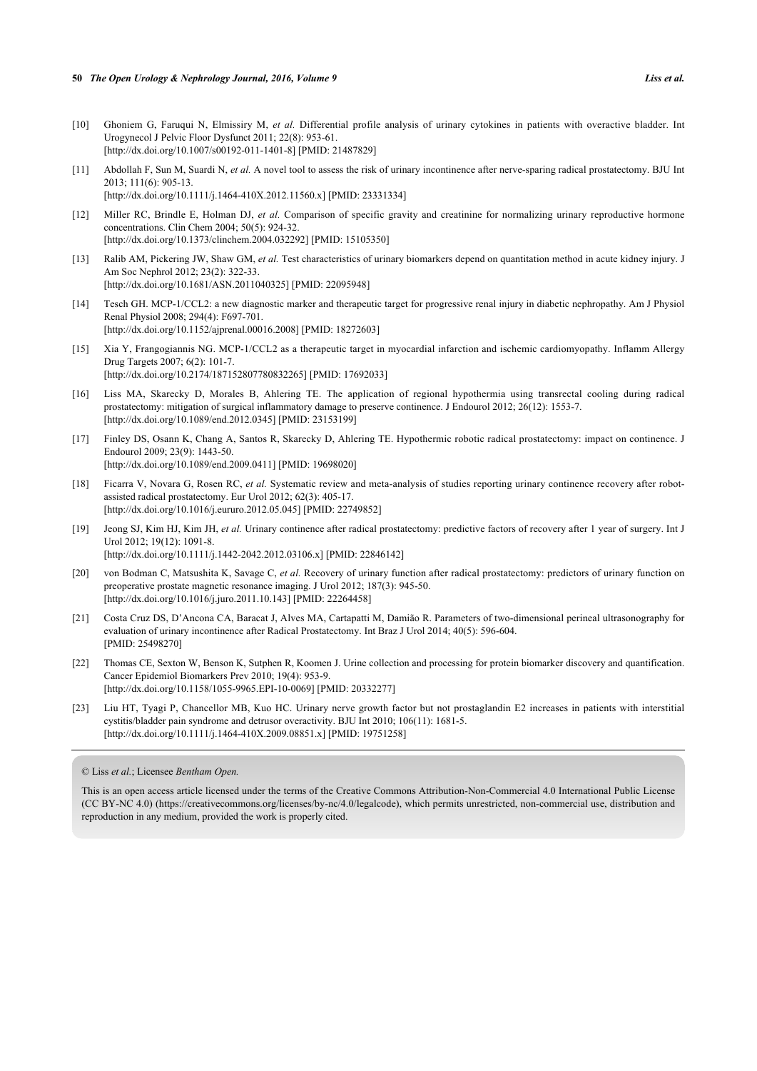[10] Ghoniem G, Faruqui N, Elmissiry M, *et al.* Differential profile analysis of urinary cytokines in patients with overactive bladder. Int Urogynecol J Pelvic Floor Dysfunct 2011; 22(8): 953-61.
[http://dx.doi.org/10.1007/s00192-011-1401-8] [PMID: 21487829]

[11] Abdollah F, Sun M, Suardi N, *et al.* A novel tool to assess the risk of urinary incontinence after nerve-sparing radical prostatectomy. BJU Int 2013; 111(6): 905-13.
[http://dx.doi.org/10.1111/j.1464-410X.2012.11560.x] [PMID: 23331334]

[12] Miller RC, Brindle E, Holman DJ, *et al.* Comparison of specific gravity and creatinine for normalizing urinary reproductive hormone concentrations. Clin Chem 2004; 50(5): 924-32.
[http://dx.doi.org/10.1373/clinchem.2004.032292] [PMID: 15105350]

[13] Ralib AM, Pickering JW, Shaw GM, *et al.* Test characteristics of urinary biomarkers depend on quantitation method in acute kidney injury. J Am Soc Nephrol 2012; 23(2): 322-33.
[http://dx.doi.org/10.1681/ASN.2011040325] [PMID: 22095948]

[14] Tesch GH. MCP-1/CCL2: a new diagnostic marker and therapeutic target for progressive renal injury in diabetic nephropathy. Am J Physiol Renal Physiol 2008; 294(4): F697-701.
[http://dx.doi.org/10.1152/ajprenal.00016.2008] [PMID: 18272603]

[15] Xia Y, Frangogiannis NG. MCP-1/CCL2 as a therapeutic target in myocardial infarction and ischemic cardiomyopathy. Inflamm Allergy Drug Targets 2007; 6(2): 101-7.
[http://dx.doi.org/10.2174/187152807780832265] [PMID: 17692033]

[16] Liss MA, Skarecky D, Morales B, Ahlering TE. The application of regional hypothermia using transrectal cooling during radical prostatectomy: mitigation of surgical inflammatory damage to preserve continence. J Endourol 2012; 26(12): 1553-7.
[http://dx.doi.org/10.1089/end.2012.0345] [PMID: 23153199]

[17] Finley DS, Osann K, Chang A, Santos R, Skarecky D, Ahlering TE. Hypothermic robotic radical prostatectomy: impact on continence. J Endourol 2009; 23(9): 1443-50.
[http://dx.doi.org/10.1089/end.2009.0411] [PMID: 19698020]

[18] Ficarra V, Novara G, Rosen RC, *et al.* Systematic review and meta-analysis of studies reporting urinary continence recovery after robot-assisted radical prostatectomy. Eur Urol 2012; 62(3): 405-17.
[http://dx.doi.org/10.1016/j.eururo.2012.05.045] [PMID: 22749852]

[19] Jeong SJ, Kim HJ, Kim JH, *et al.* Urinary continence after radical prostatectomy: predictive factors of recovery after 1 year of surgery. Int J Urol 2012; 19(12): 1091-8.
[http://dx.doi.org/10.1111/j.1442-2042.2012.03106.x] [PMID: 22846142]

[20] von Bodman C, Matsushita K, Savage C, *et al.* Recovery of urinary function after radical prostatectomy: predictors of urinary function on preoperative prostate magnetic resonance imaging. J Urol 2012; 187(3): 945-50.
[http://dx.doi.org/10.1016/j.juro.2011.10.143] [PMID: 22264458]

[21] Costa Cruz DS, D'Ancona CA, Baracat J, Alves MA, Cartapatti M, Damião R. Parameters of two-dimensional perineal ultrasonography for evaluation of urinary incontinence after Radical Prostatectomy. Int Braz J Urol 2014; 40(5): 596-604.
[PMID: 25498270]

[22] Thomas CE, Sexton W, Benson K, Sutphen R, Koomen J. Urine collection and processing for protein biomarker discovery and quantification. Cancer Epidemiol Biomarkers Prev 2010; 19(4): 953-9.
[http://dx.doi.org/10.1158/1055-9965.EPI-10-0069] [PMID: 20332277]

[23] Liu HT, Tyagi P, Chancellor MB, Kuo HC. Urinary nerve growth factor but not prostaglandin E2 increases in patients with interstitial cystitis/bladder pain syndrome and detrusor overactivity. BJU Int 2010; 106(11): 1681-5.
[http://dx.doi.org/10.1111/j.1464-410X.2009.08851.x] [PMID: 19751258]

© Liss *et al.*; Licensee *Bentham Open.*

This is an open access article licensed under the terms of the Creative Commons Attribution-Non-Commercial 4.0 International Public License (CC BY-NC 4.0) (https://creativecommons.org/licenses/by-nc/4.0/legalcode), which permits unrestricted, non-commercial use, distribution and reproduction in any medium, provided the work is properly cited.